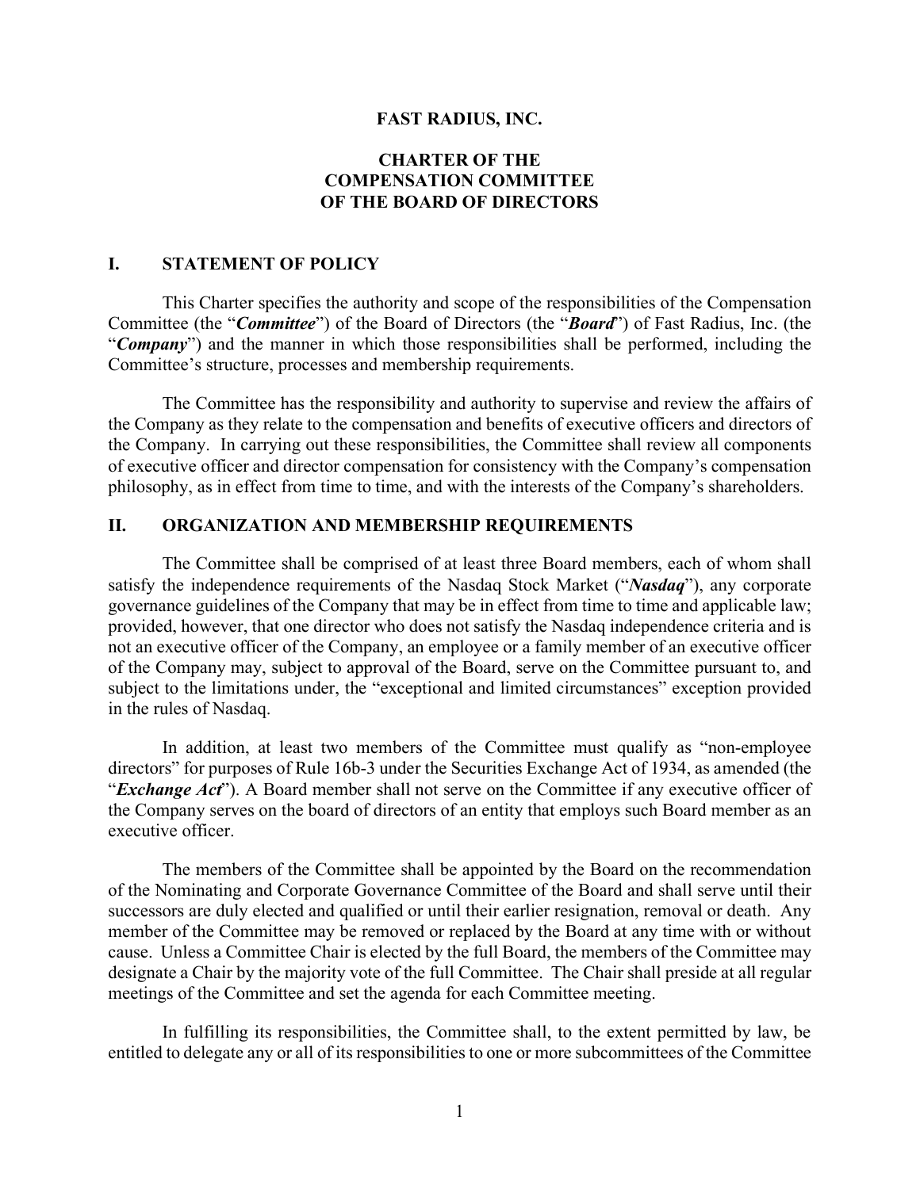# FAST RADIUS, INC.

## CHARTER OF THE COMPENSATION COMMITTEE OF THE BOARD OF DIRECTORS

## I. STATEMENT OF POLICY

This Charter specifies the authority and scope of the responsibilities of the Compensation Committee (the "***Committee***") of the Board of Directors (the "***Board***") of Fast Radius, Inc. (the "***Company***") and the manner in which those responsibilities shall be performed, including the Committee's structure, processes and membership requirements.

The Committee has the responsibility and authority to supervise and review the affairs of the Company as they relate to the compensation and benefits of executive officers and directors of the Company. In carrying out these responsibilities, the Committee shall review all components of executive officer and director compensation for consistency with the Company's compensation philosophy, as in effect from time to time, and with the interests of the Company's shareholders.

## II. ORGANIZATION AND MEMBERSHIP REQUIREMENTS

The Committee shall be comprised of at least three Board members, each of whom shall satisfy the independence requirements of the Nasdaq Stock Market ("***Nasdaq***"), any corporate governance guidelines of the Company that may be in effect from time to time and applicable law; provided, however, that one director who does not satisfy the Nasdaq independence criteria and is not an executive officer of the Company, an employee or a family member of an executive officer of the Company may, subject to approval of the Board, serve on the Committee pursuant to, and subject to the limitations under, the "exceptional and limited circumstances" exception provided in the rules of Nasdaq.

In addition, at least two members of the Committee must qualify as "non-employee directors" for purposes of Rule 16b-3 under the Securities Exchange Act of 1934, as amended (the "***Exchange Act***"). A Board member shall not serve on the Committee if any executive officer of the Company serves on the board of directors of an entity that employs such Board member as an executive officer.

The members of the Committee shall be appointed by the Board on the recommendation of the Nominating and Corporate Governance Committee of the Board and shall serve until their successors are duly elected and qualified or until their earlier resignation, removal or death. Any member of the Committee may be removed or replaced by the Board at any time with or without cause. Unless a Committee Chair is elected by the full Board, the members of the Committee may designate a Chair by the majority vote of the full Committee. The Chair shall preside at all regular meetings of the Committee and set the agenda for each Committee meeting.

In fulfilling its responsibilities, the Committee shall, to the extent permitted by law, be entitled to delegate any or all of its responsibilities to one or more subcommittees of the Committee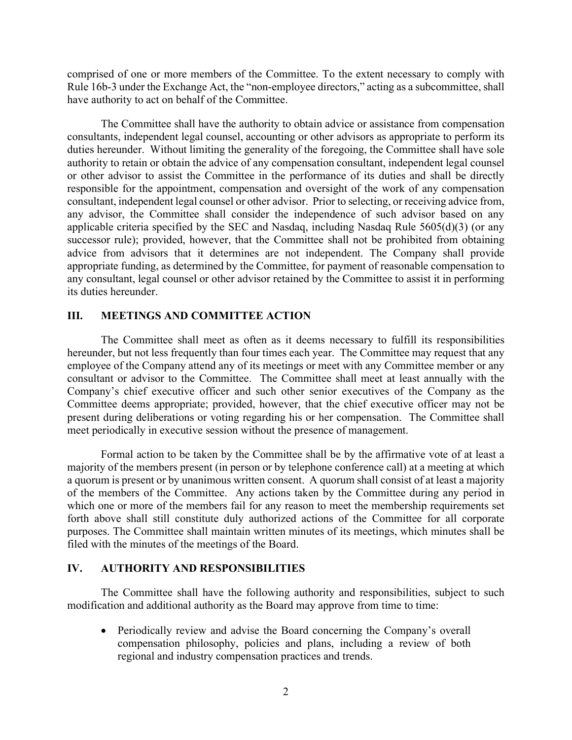comprised of one or more members of the Committee. To the extent necessary to comply with Rule 16b-3 under the Exchange Act, the "non-employee directors," acting as a subcommittee, shall have authority to act on behalf of the Committee.

The Committee shall have the authority to obtain advice or assistance from compensation consultants, independent legal counsel, accounting or other advisors as appropriate to perform its duties hereunder. Without limiting the generality of the foregoing, the Committee shall have sole authority to retain or obtain the advice of any compensation consultant, independent legal counsel or other advisor to assist the Committee in the performance of its duties and shall be directly responsible for the appointment, compensation and oversight of the work of any compensation consultant, independent legal counsel or other advisor. Prior to selecting, or receiving advice from, any advisor, the Committee shall consider the independence of such advisor based on any applicable criteria specified by the SEC and Nasdaq, including Nasdaq Rule 5605(d)(3) (or any successor rule); provided, however, that the Committee shall not be prohibited from obtaining advice from advisors that it determines are not independent. The Company shall provide appropriate funding, as determined by the Committee, for payment of reasonable compensation to any consultant, legal counsel or other advisor retained by the Committee to assist it in performing its duties hereunder.

## III. MEETINGS AND COMMITTEE ACTION

The Committee shall meet as often as it deems necessary to fulfill its responsibilities hereunder, but not less frequently than four times each year. The Committee may request that any employee of the Company attend any of its meetings or meet with any Committee member or any consultant or advisor to the Committee. The Committee shall meet at least annually with the Company's chief executive officer and such other senior executives of the Company as the Committee deems appropriate; provided, however, that the chief executive officer may not be present during deliberations or voting regarding his or her compensation. The Committee shall meet periodically in executive session without the presence of management.

Formal action to be taken by the Committee shall be by the affirmative vote of at least a majority of the members present (in person or by telephone conference call) at a meeting at which a quorum is present or by unanimous written consent. A quorum shall consist of at least a majority of the members of the Committee. Any actions taken by the Committee during any period in which one or more of the members fail for any reason to meet the membership requirements set forth above shall still constitute duly authorized actions of the Committee for all corporate purposes. The Committee shall maintain written minutes of its meetings, which minutes shall be filed with the minutes of the meetings of the Board.

## IV. AUTHORITY AND RESPONSIBILITIES

The Committee shall have the following authority and responsibilities, subject to such modification and additional authority as the Board may approve from time to time:

- Periodically review and advise the Board concerning the Company's overall compensation philosophy, policies and plans, including a review of both regional and industry compensation practices and trends.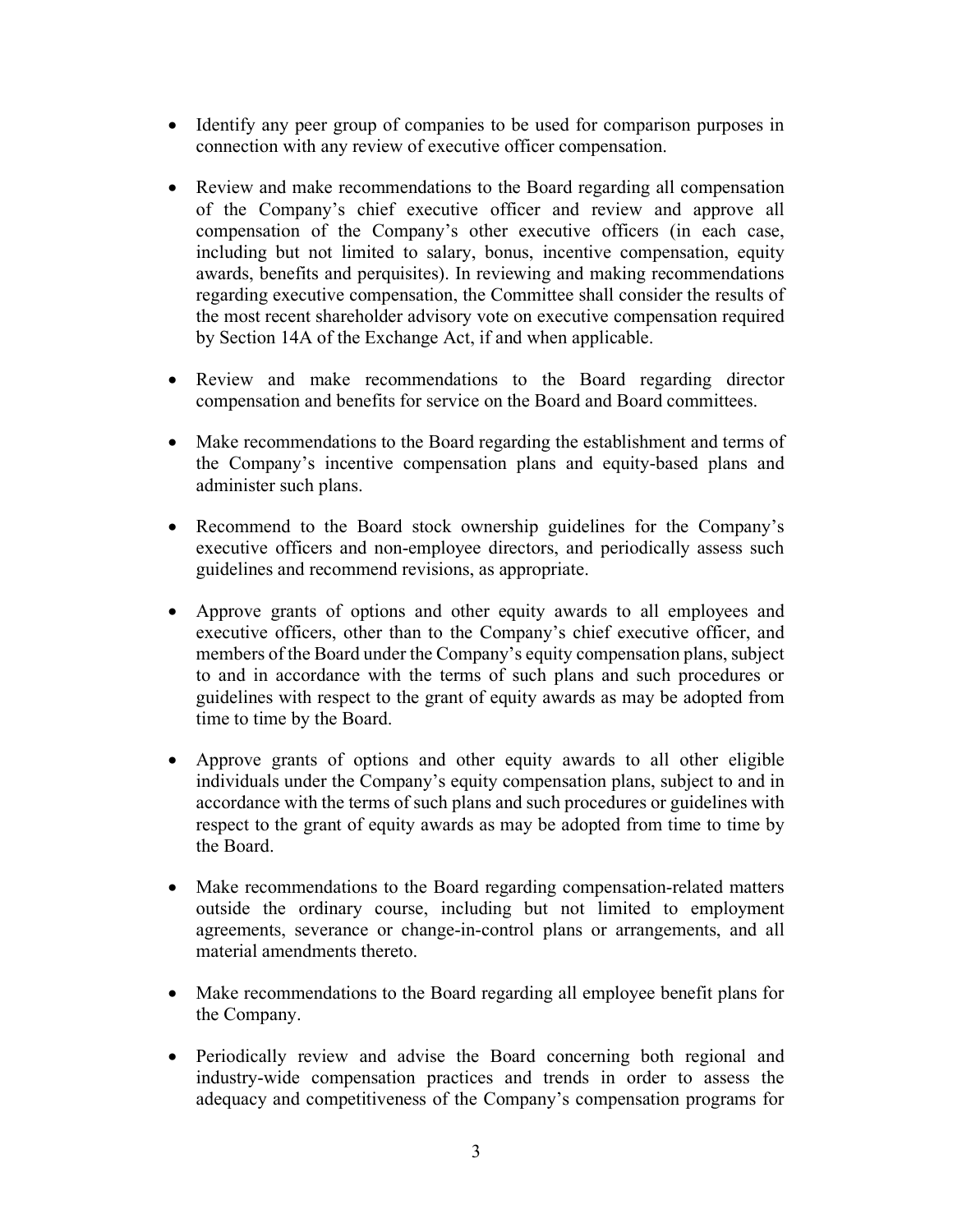- Identify any peer group of companies to be used for comparison purposes in connection with any review of executive officer compensation.

- Review and make recommendations to the Board regarding all compensation of the Company's chief executive officer and review and approve all compensation of the Company's other executive officers (in each case, including but not limited to salary, bonus, incentive compensation, equity awards, benefits and perquisites). In reviewing and making recommendations regarding executive compensation, the Committee shall consider the results of the most recent shareholder advisory vote on executive compensation required by Section 14A of the Exchange Act, if and when applicable.

- Review and make recommendations to the Board regarding director compensation and benefits for service on the Board and Board committees.

- Make recommendations to the Board regarding the establishment and terms of the Company's incentive compensation plans and equity-based plans and administer such plans.

- Recommend to the Board stock ownership guidelines for the Company's executive officers and non-employee directors, and periodically assess such guidelines and recommend revisions, as appropriate.

- Approve grants of options and other equity awards to all employees and executive officers, other than to the Company's chief executive officer, and members of the Board under the Company's equity compensation plans, subject to and in accordance with the terms of such plans and such procedures or guidelines with respect to the grant of equity awards as may be adopted from time to time by the Board.

- Approve grants of options and other equity awards to all other eligible individuals under the Company's equity compensation plans, subject to and in accordance with the terms of such plans and such procedures or guidelines with respect to the grant of equity awards as may be adopted from time to time by the Board.

- Make recommendations to the Board regarding compensation-related matters outside the ordinary course, including but not limited to employment agreements, severance or change-in-control plans or arrangements, and all material amendments thereto.

- Make recommendations to the Board regarding all employee benefit plans for the Company.

- Periodically review and advise the Board concerning both regional and industry-wide compensation practices and trends in order to assess the adequacy and competitiveness of the Company's compensation programs for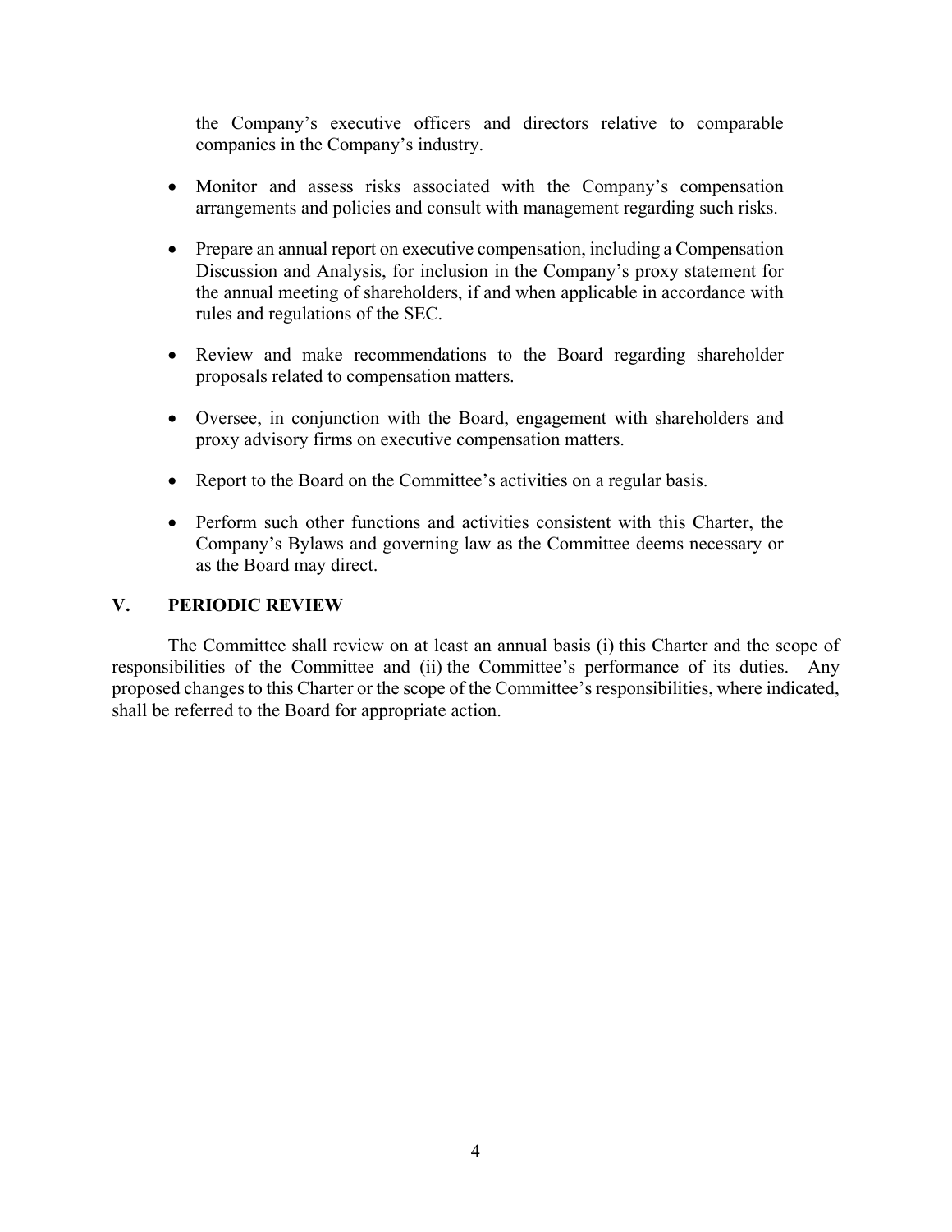the Company's executive officers and directors relative to comparable companies in the Company's industry.

- Monitor and assess risks associated with the Company's compensation arrangements and policies and consult with management regarding such risks.
- Prepare an annual report on executive compensation, including a Compensation Discussion and Analysis, for inclusion in the Company's proxy statement for the annual meeting of shareholders, if and when applicable in accordance with rules and regulations of the SEC.
- Review and make recommendations to the Board regarding shareholder proposals related to compensation matters.
- Oversee, in conjunction with the Board, engagement with shareholders and proxy advisory firms on executive compensation matters.
- Report to the Board on the Committee's activities on a regular basis.
- Perform such other functions and activities consistent with this Charter, the Company's Bylaws and governing law as the Committee deems necessary or as the Board may direct.

## V. PERIODIC REVIEW

The Committee shall review on at least an annual basis (i) this Charter and the scope of responsibilities of the Committee and (ii) the Committee's performance of its duties. Any proposed changes to this Charter or the scope of the Committee's responsibilities, where indicated, shall be referred to the Board for appropriate action.